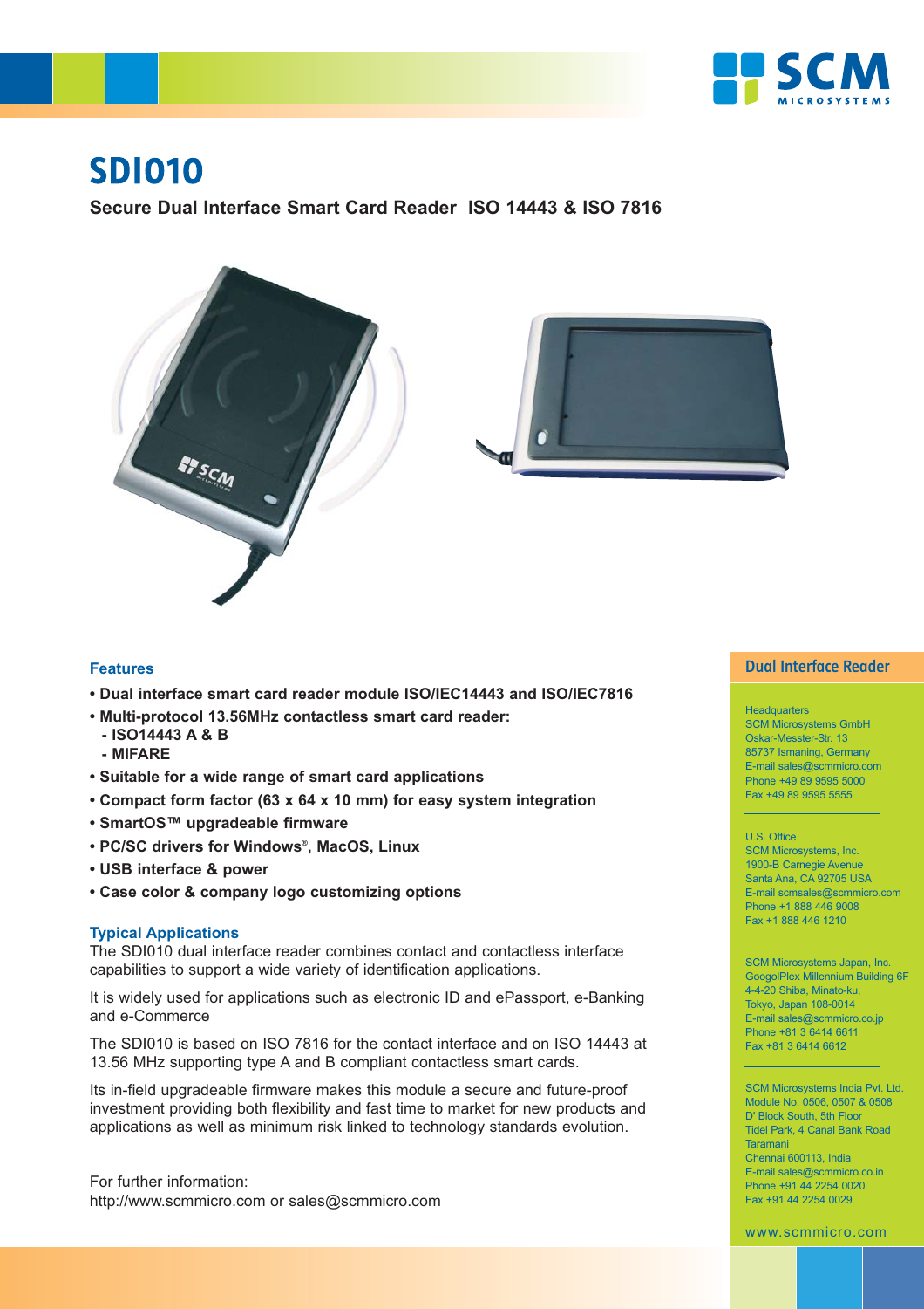# SDI010

**Secure Dual Interface Smart Card Reader ISO 14443 & ISO 7816**

### Features

- **Dual interface smart card reader module ISO/IEC14443 and ISO/IEC7816**
- **Multi-protocol 13.56MHz contactless smart card reader:**
  - **ISO14443 A & B**
  - **MIFARE**
- **Suitable for a wide range of smart card applications**
- **Compact form factor (63 x 64 x 10 mm) for easy system integration**
- **SmartOS™ upgradeable firmware**
- **PC/SC drivers for Windows®, MacOS, Linux**
- **USB interface & power**
- **Case color & company logo customizing options**

### Typical Applications

The SDI010 dual interface reader combines contact and contactless interface capabilities to support a wide variety of identification applications.

It is widely used for applications such as electronic ID and ePassport, e-Banking and e-Commerce

The SDI010 is based on ISO 7816 for the contact interface and on ISO 14443 at 13.56 MHz supporting type A and B compliant contactless smart cards.

Its in-field upgradeable firmware makes this module a secure and future-proof investment providing both flexibility and fast time to market for new products and applications as well as minimum risk linked to technology standards evolution.

For further information:
http://www.scmmicro.com or sales@scmmicro.com

### Dual Interface Reader

Headquarters
SCM Microsystems GmbH
Oskar-Messter-Str. 13
85737 Ismaning, Germany
E-mail sales@scmmicro.com
Phone +49 89 9595 5000
Fax +49 89 9595 5555

U.S. Office
SCM Microsystems, Inc.
1900-B Carnegie Avenue
Santa Ana, CA 92705 USA
E-mail scmsales@scmmicro.com
Phone +1 888 446 9008
Fax +1 888 446 1210

SCM Microsystems Japan, Inc.
GoogolPlex Millennium Building 6F
4-4-20 Shiba, Minato-ku,
Tokyo, Japan 108-0014
E-mail sales@scmmicro.co.jp
Phone +81 3 6414 6611
Fax +81 3 6414 6612

SCM Microsystems India Pvt. Ltd.
Module No. 0506, 0507 & 0508
D' Block South, 5th Floor
Tidel Park, 4 Canal Bank Road
Taramani
Chennai 600113, India
E-mail sales@scmmicro.co.in
Phone +91 44 2254 0020
Fax +91 44 2254 0029

www.scmmicro.com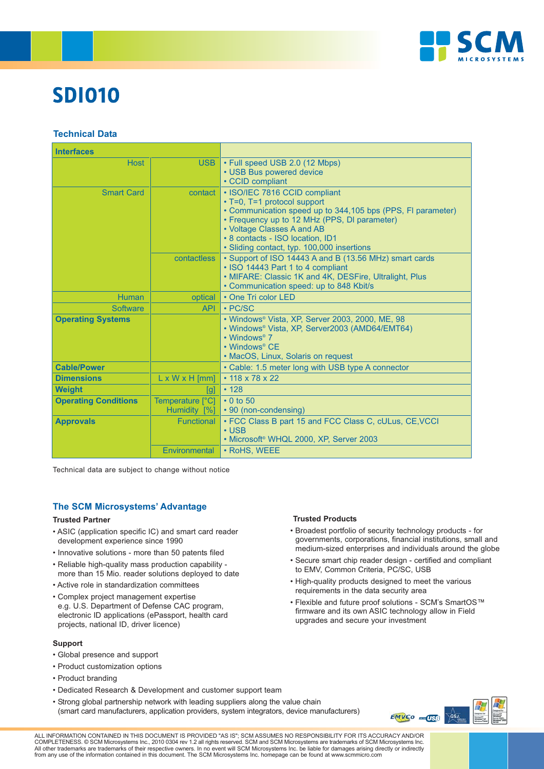# SDI010

### Technical Data

| Interfaces | | |
|---|---|---|
| Host | USB | • Full speed USB 2.0 (12 Mbps)<br>• USB Bus powered device<br>• CCID compliant |
| Smart Card | contact | • ISO/IEC 7816 CCID compliant<br>• T=0, T=1 protocol support<br>• Communication speed up to 344,105 bps (PPS, FI parameter)<br>• Frequency up to 12 MHz (PPS, DI parameter)<br>• Voltage Classes A and AB<br>• 8 contacts - ISO location, ID1<br>• Sliding contact, typ. 100,000 insertions |
| | contactless | • Support of ISO 14443 A and B (13.56 MHz) smart cards<br>• ISO 14443 Part 1 to 4 compliant<br>• MIFARE: Classic 1K and 4K, DESFire, Ultralight, Plus<br>• Communication speed: up to 848 Kbit/s |
| Human | optical | • One Tri color LED |
| Software | API | • PC/SC |
| **Operating Systems** | | • Windows® Vista, XP, Server 2003, 2000, ME, 98<br>• Windows® Vista, XP, Server2003 (AMD64/EMT64)<br>• Windows® 7<br>• Windows® CE<br>• MacOS, Linux, Solaris on request |
| **Cable/Power** | | • Cable: 1.5 meter long with USB type A connector |
| **Dimensions** | L x W x H [mm] | • 118 x 78 x 22 |
| **Weight** | [g] | • 128 |
| **Operating Conditions** | Temperature [°C]<br>Humidity [%] | • 0 to 50<br>• 90 (non-condensing) |
| **Approvals** | Functional | • FCC Class B part 15 and FCC Class C, cULus, CE,VCCI<br>• USB<br>• Microsoft® WHQL 2000, XP, Server 2003 |
| | Environmental | • RoHS, WEEE |

Technical data are subject to change without notice

### The SCM Microsystems' Advantage

**Trusted Partner**

- ASIC (application specific IC) and smart card reader development experience since 1990
- Innovative solutions - more than 50 patents filed
- Reliable high-quality mass production capability - more than 15 Mio. reader solutions deployed to date
- Active role in standardization committees
- Complex project management expertise e.g. U.S. Department of Defense CAC program, electronic ID applications (ePassport, health card projects, national ID, driver licence)

**Support**

- Global presence and support
- Product customization options
- Product branding
- Dedicated Research & Development and customer support team
- Strong global partnership network with leading suppliers along the value chain (smart card manufacturers, application providers, system integrators, device manufacturers)

**Trusted Products**

- Broadest portfolio of security technology products - for governments, corporations, financial institutions, small and medium-sized enterprises and individuals around the globe
- Secure smart chip reader design - certified and compliant to EMV, Common Criteria, PC/SC, USB
- High-quality products designed to meet the various requirements in the data security area
- Flexible and future proof solutions - SCM's SmartOS™ firmware and its own ASIC technology allow in Field upgrades and secure your investment

ALL INFORMATION CONTAINED IN THIS DOCUMENT IS PROVIDED "AS IS"; SCM ASSUMES NO RESPONSIBILITY FOR ITS ACCURACY AND/OR COMPLETENESS. © SCM Microsystems Inc., 2010 0304 rev 1.2 all rights reserved. SCM and SCM Microsystems are trademarks of SCM Microsystems Inc. All other trademarks are trademarks of their respective owners. In no event will SCM Microsystems Inc. be liable for damages arising directly or indirectly from any use of the information contained in this document. The SCM Microsystems Inc. homepage can be found at www.scmmicro.com